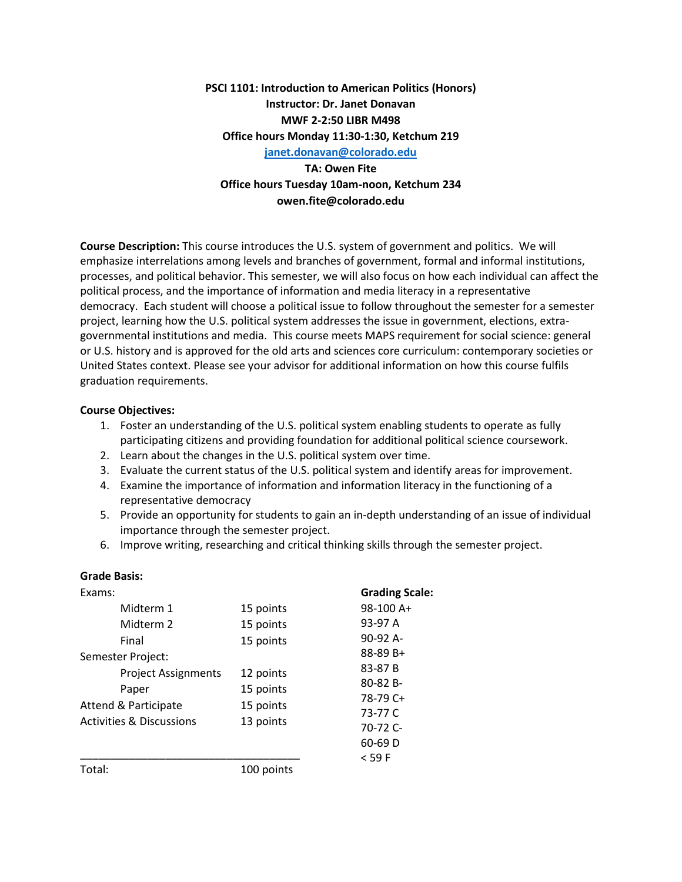**PSCI 1101: Introduction to American Politics (Honors)**
**Instructor: Dr. Janet Donavan**
**MWF 2-2:50 LIBR M498**
**Office hours Monday 11:30-1:30, Ketchum 219**
**janet.donavan@colorado.edu**
**TA: Owen Fite**
**Office hours Tuesday 10am-noon, Ketchum 234**
**owen.fite@colorado.edu**

**Course Description:** This course introduces the U.S. system of government and politics. We will emphasize interrelations among levels and branches of government, formal and informal institutions, processes, and political behavior. This semester, we will also focus on how each individual can affect the political process, and the importance of information and media literacy in a representative democracy. Each student will choose a political issue to follow throughout the semester for a semester project, learning how the U.S. political system addresses the issue in government, elections, extra-governmental institutions and media. This course meets MAPS requirement for social science: general or U.S. history and is approved for the old arts and sciences core curriculum: contemporary societies or United States context. Please see your advisor for additional information on how this course fulfils graduation requirements.

**Course Objectives:**

1. Foster an understanding of the U.S. political system enabling students to operate as fully participating citizens and providing foundation for additional political science coursework.
2. Learn about the changes in the U.S. political system over time.
3. Evaluate the current status of the U.S. political system and identify areas for improvement.
4. Examine the importance of information and information literacy in the functioning of a representative democracy
5. Provide an opportunity for students to gain an in-depth understanding of an issue of individual importance through the semester project.
6. Improve writing, researching and critical thinking skills through the semester project.

**Grade Basis:**

| Item | Points |
|---|---|
| Exams: | |
| Midterm 1 | 15 points |
| Midterm 2 | 15 points |
| Final | 15 points |
| Semester Project: | |
| Project Assignments | 12 points |
| Paper | 15 points |
| Attend & Participate | 15 points |
| Activities & Discussions | 13 points |
| Total: | 100 points |

**Grading Scale:**

| Score | Grade |
|---|---|
| 98-100 | A+ |
| 93-97 | A |
| 90-92 | A- |
| 88-89 | B+ |
| 83-87 | B |
| 80-82 | B- |
| 78-79 | C+ |
| 73-77 | C |
| 70-72 | C- |
| 60-69 | D |
| < 59 | F |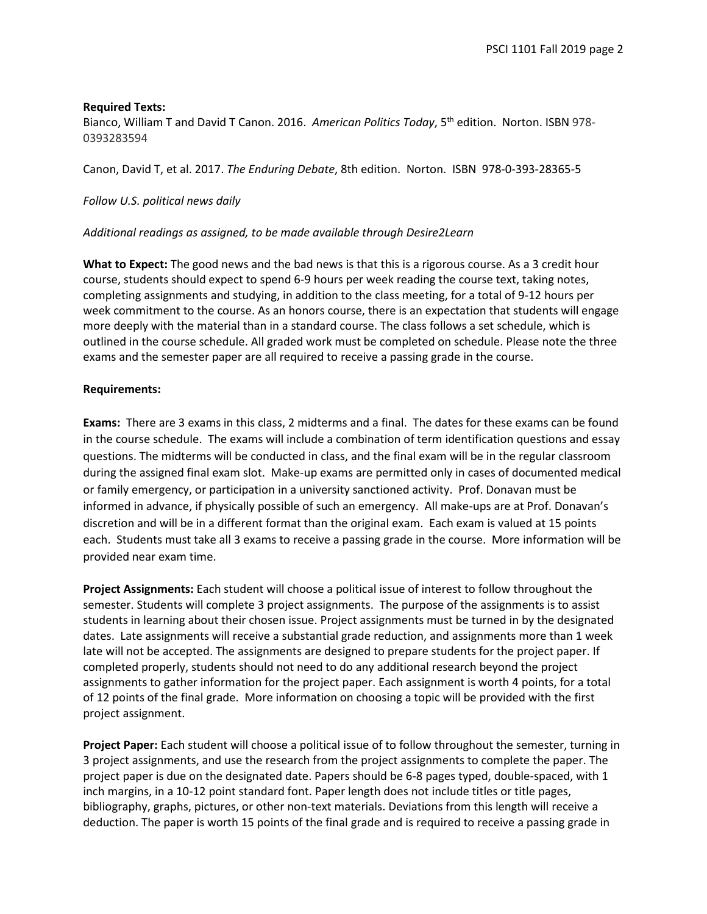**Required Texts:**
Bianco, William T and David T Canon. 2016. *American Politics Today*, 5th edition. Norton. ISBN 978-0393283594

Canon, David T, et al. 2017. *The Enduring Debate*, 8th edition. Norton. ISBN 978-0-393-28365-5

*Follow U.S. political news daily*

*Additional readings as assigned, to be made available through Desire2Learn*

**What to Expect:** The good news and the bad news is that this is a rigorous course. As a 3 credit hour course, students should expect to spend 6-9 hours per week reading the course text, taking notes, completing assignments and studying, in addition to the class meeting, for a total of 9-12 hours per week commitment to the course. As an honors course, there is an expectation that students will engage more deeply with the material than in a standard course. The class follows a set schedule, which is outlined in the course schedule. All graded work must be completed on schedule. Please note the three exams and the semester paper are all required to receive a passing grade in the course.

**Requirements:**

**Exams:** There are 3 exams in this class, 2 midterms and a final. The dates for these exams can be found in the course schedule. The exams will include a combination of term identification questions and essay questions. The midterms will be conducted in class, and the final exam will be in the regular classroom during the assigned final exam slot. Make-up exams are permitted only in cases of documented medical or family emergency, or participation in a university sanctioned activity. Prof. Donavan must be informed in advance, if physically possible of such an emergency. All make-ups are at Prof. Donavan's discretion and will be in a different format than the original exam. Each exam is valued at 15 points each. Students must take all 3 exams to receive a passing grade in the course. More information will be provided near exam time.

**Project Assignments:** Each student will choose a political issue of interest to follow throughout the semester. Students will complete 3 project assignments. The purpose of the assignments is to assist students in learning about their chosen issue. Project assignments must be turned in by the designated dates. Late assignments will receive a substantial grade reduction, and assignments more than 1 week late will not be accepted. The assignments are designed to prepare students for the project paper. If completed properly, students should not need to do any additional research beyond the project assignments to gather information for the project paper. Each assignment is worth 4 points, for a total of 12 points of the final grade. More information on choosing a topic will be provided with the first project assignment.

**Project Paper:** Each student will choose a political issue of to follow throughout the semester, turning in 3 project assignments, and use the research from the project assignments to complete the paper. The project paper is due on the designated date. Papers should be 6-8 pages typed, double-spaced, with 1 inch margins, in a 10-12 point standard font. Paper length does not include titles or title pages, bibliography, graphs, pictures, or other non-text materials. Deviations from this length will receive a deduction. The paper is worth 15 points of the final grade and is required to receive a passing grade in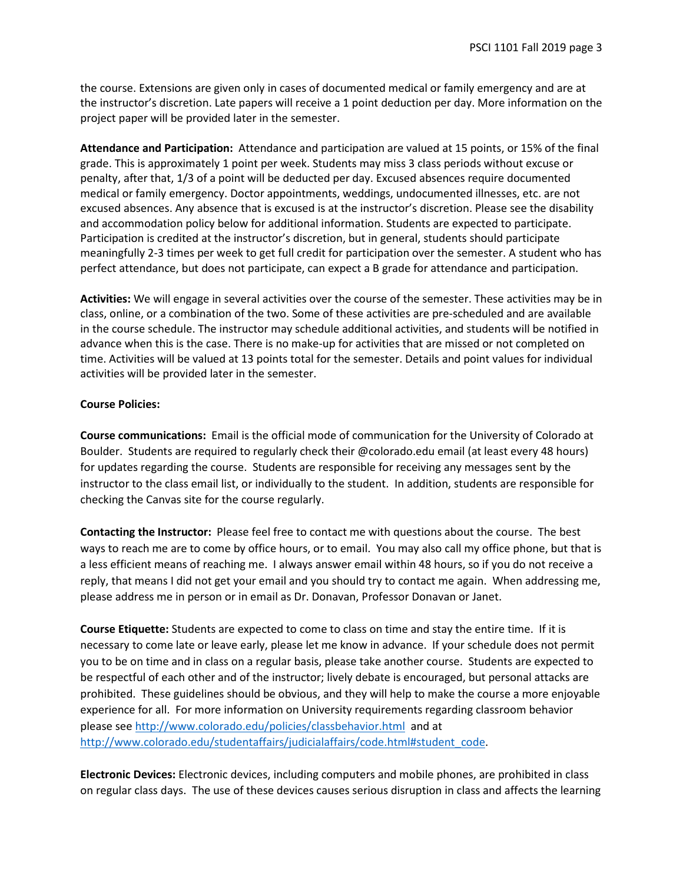the course. Extensions are given only in cases of documented medical or family emergency and are at the instructor's discretion. Late papers will receive a 1 point deduction per day. More information on the project paper will be provided later in the semester.

**Attendance and Participation:** Attendance and participation are valued at 15 points, or 15% of the final grade. This is approximately 1 point per week. Students may miss 3 class periods without excuse or penalty, after that, 1/3 of a point will be deducted per day. Excused absences require documented medical or family emergency. Doctor appointments, weddings, undocumented illnesses, etc. are not excused absences. Any absence that is excused is at the instructor's discretion. Please see the disability and accommodation policy below for additional information. Students are expected to participate. Participation is credited at the instructor's discretion, but in general, students should participate meaningfully 2-3 times per week to get full credit for participation over the semester. A student who has perfect attendance, but does not participate, can expect a B grade for attendance and participation.

**Activities:** We will engage in several activities over the course of the semester. These activities may be in class, online, or a combination of the two. Some of these activities are pre-scheduled and are available in the course schedule. The instructor may schedule additional activities, and students will be notified in advance when this is the case. There is no make-up for activities that are missed or not completed on time. Activities will be valued at 13 points total for the semester. Details and point values for individual activities will be provided later in the semester.

**Course Policies:**

**Course communications:** Email is the official mode of communication for the University of Colorado at Boulder. Students are required to regularly check their @colorado.edu email (at least every 48 hours) for updates regarding the course. Students are responsible for receiving any messages sent by the instructor to the class email list, or individually to the student. In addition, students are responsible for checking the Canvas site for the course regularly.

**Contacting the Instructor:** Please feel free to contact me with questions about the course. The best ways to reach me are to come by office hours, or to email. You may also call my office phone, but that is a less efficient means of reaching me. I always answer email within 48 hours, so if you do not receive a reply, that means I did not get your email and you should try to contact me again. When addressing me, please address me in person or in email as Dr. Donavan, Professor Donavan or Janet.

**Course Etiquette:** Students are expected to come to class on time and stay the entire time. If it is necessary to come late or leave early, please let me know in advance. If your schedule does not permit you to be on time and in class on a regular basis, please take another course. Students are expected to be respectful of each other and of the instructor; lively debate is encouraged, but personal attacks are prohibited. These guidelines should be obvious, and they will help to make the course a more enjoyable experience for all. For more information on University requirements regarding classroom behavior please see http://www.colorado.edu/policies/classbehavior.html and at http://www.colorado.edu/studentaffairs/judicialaffairs/code.html#student_code.

**Electronic Devices:** Electronic devices, including computers and mobile phones, are prohibited in class on regular class days. The use of these devices causes serious disruption in class and affects the learning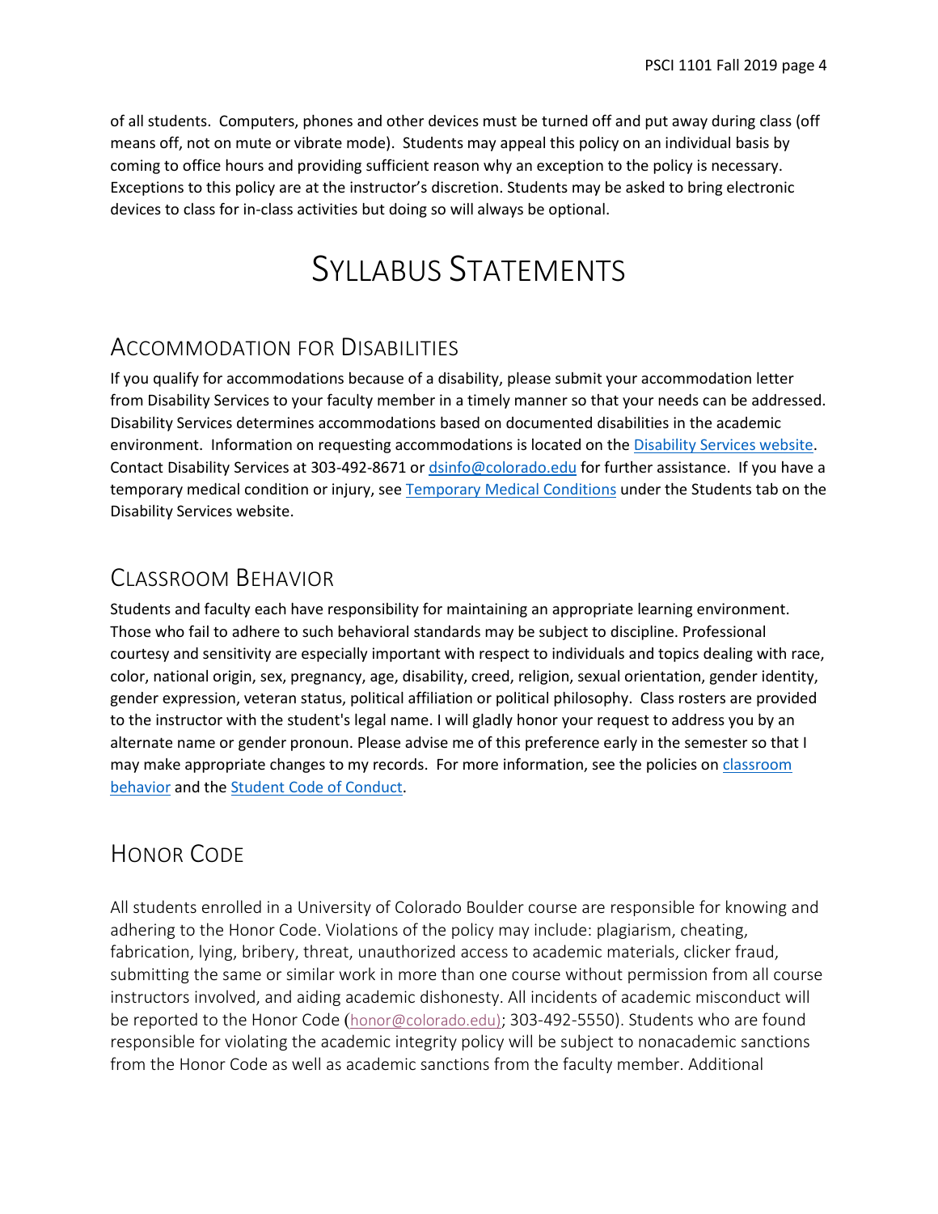of all students. Computers, phones and other devices must be turned off and put away during class (off means off, not on mute or vibrate mode). Students may appeal this policy on an individual basis by coming to office hours and providing sufficient reason why an exception to the policy is necessary. Exceptions to this policy are at the instructor's discretion. Students may be asked to bring electronic devices to class for in-class activities but doing so will always be optional.

# Syllabus Statements

## Accommodation for Disabilities

If you qualify for accommodations because of a disability, please submit your accommodation letter from Disability Services to your faculty member in a timely manner so that your needs can be addressed. Disability Services determines accommodations based on documented disabilities in the academic environment. Information on requesting accommodations is located on the Disability Services website. Contact Disability Services at 303-492-8671 or dsinfo@colorado.edu for further assistance. If you have a temporary medical condition or injury, see Temporary Medical Conditions under the Students tab on the Disability Services website.

## Classroom Behavior

Students and faculty each have responsibility for maintaining an appropriate learning environment. Those who fail to adhere to such behavioral standards may be subject to discipline. Professional courtesy and sensitivity are especially important with respect to individuals and topics dealing with race, color, national origin, sex, pregnancy, age, disability, creed, religion, sexual orientation, gender identity, gender expression, veteran status, political affiliation or political philosophy. Class rosters are provided to the instructor with the student's legal name. I will gladly honor your request to address you by an alternate name or gender pronoun. Please advise me of this preference early in the semester so that I may make appropriate changes to my records. For more information, see the policies on classroom behavior and the Student Code of Conduct.

## Honor Code

All students enrolled in a University of Colorado Boulder course are responsible for knowing and adhering to the Honor Code. Violations of the policy may include: plagiarism, cheating, fabrication, lying, bribery, threat, unauthorized access to academic materials, clicker fraud, submitting the same or similar work in more than one course without permission from all course instructors involved, and aiding academic dishonesty. All incidents of academic misconduct will be reported to the Honor Code (honor@colorado.edu); 303-492-5550). Students who are found responsible for violating the academic integrity policy will be subject to nonacademic sanctions from the Honor Code as well as academic sanctions from the faculty member. Additional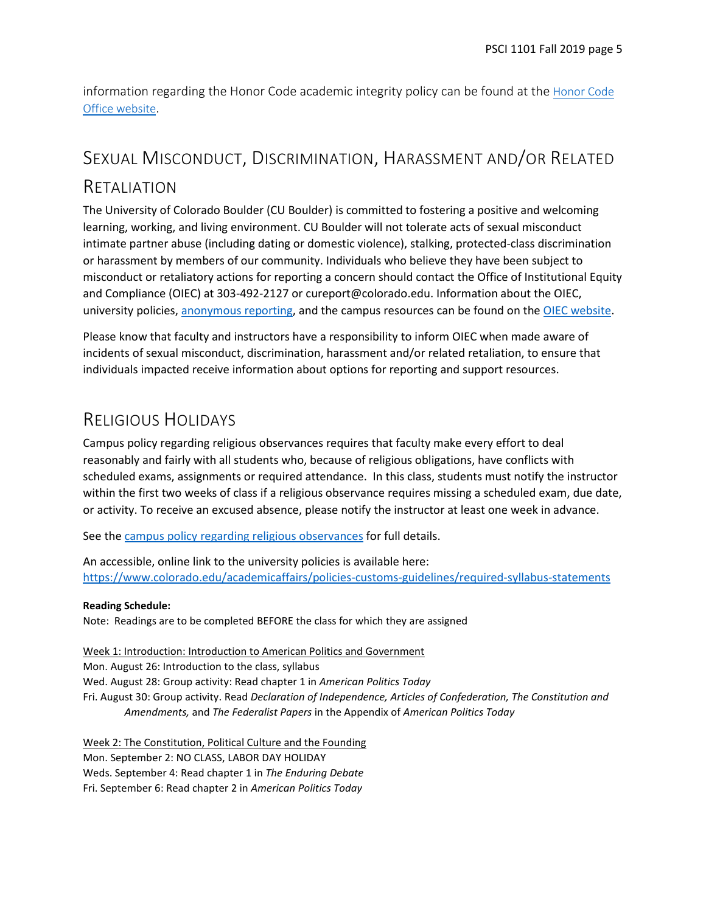information regarding the Honor Code academic integrity policy can be found at the Honor Code Office website.

## Sexual Misconduct, Discrimination, Harassment and/or Related Retaliation

The University of Colorado Boulder (CU Boulder) is committed to fostering a positive and welcoming learning, working, and living environment. CU Boulder will not tolerate acts of sexual misconduct intimate partner abuse (including dating or domestic violence), stalking, protected-class discrimination or harassment by members of our community. Individuals who believe they have been subject to misconduct or retaliatory actions for reporting a concern should contact the Office of Institutional Equity and Compliance (OIEC) at 303-492-2127 or cureport@colorado.edu. Information about the OIEC, university policies, anonymous reporting, and the campus resources can be found on the OIEC website.

Please know that faculty and instructors have a responsibility to inform OIEC when made aware of incidents of sexual misconduct, discrimination, harassment and/or related retaliation, to ensure that individuals impacted receive information about options for reporting and support resources.

## Religious Holidays

Campus policy regarding religious observances requires that faculty make every effort to deal reasonably and fairly with all students who, because of religious obligations, have conflicts with scheduled exams, assignments or required attendance. In this class, students must notify the instructor within the first two weeks of class if a religious observance requires missing a scheduled exam, due date, or activity. To receive an excused absence, please notify the instructor at least one week in advance.

See the campus policy regarding religious observances for full details.

An accessible, online link to the university policies is available here:
https://www.colorado.edu/academicaffairs/policies-customs-guidelines/required-syllabus-statements

**Reading Schedule:**
Note: Readings are to be completed BEFORE the class for which they are assigned

Week 1: Introduction: Introduction to American Politics and Government
Mon. August 26: Introduction to the class, syllabus
Wed. August 28: Group activity: Read chapter 1 in *American Politics Today*
Fri. August 30: Group activity. Read *Declaration of Independence, Articles of Confederation, The Constitution and Amendments,* and *The Federalist Papers* in the Appendix of *American Politics Today*

Week 2: The Constitution, Political Culture and the Founding
Mon. September 2: NO CLASS, LABOR DAY HOLIDAY
Weds. September 4: Read chapter 1 in *The Enduring Debate*
Fri. September 6: Read chapter 2 in *American Politics Today*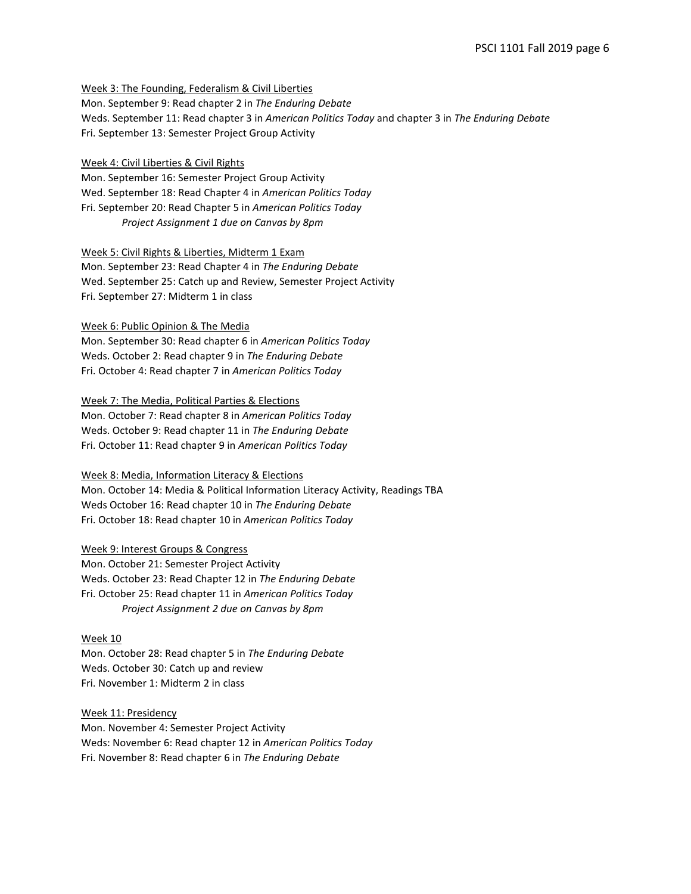<u>Week 3: The Founding, Federalism & Civil Liberties</u>

Mon. September 9: Read chapter 2 in *The Enduring Debate*
Weds. September 11: Read chapter 3 in *American Politics Today* and chapter 3 in *The Enduring Debate*
Fri. September 13: Semester Project Group Activity

<u>Week 4: Civil Liberties & Civil Rights</u>

Mon. September 16: Semester Project Group Activity
Wed. September 18: Read Chapter 4 in *American Politics Today*
Fri. September 20: Read Chapter 5 in *American Politics Today*
*Project Assignment 1 due on Canvas by 8pm*

<u>Week 5: Civil Rights & Liberties, Midterm 1 Exam</u>

Mon. September 23: Read Chapter 4 in *The Enduring Debate*
Wed. September 25: Catch up and Review, Semester Project Activity
Fri. September 27: Midterm 1 in class

<u>Week 6: Public Opinion & The Media</u>

Mon. September 30: Read chapter 6 in *American Politics Today*
Weds. October 2: Read chapter 9 in *The Enduring Debate*
Fri. October 4: Read chapter 7 in *American Politics Today*

<u>Week 7: The Media, Political Parties & Elections</u>

Mon. October 7: Read chapter 8 in *American Politics Today*
Weds. October 9: Read chapter 11 in *The Enduring Debate*
Fri. October 11: Read chapter 9 in *American Politics Today*

<u>Week 8: Media, Information Literacy & Elections</u>

Mon. October 14: Media & Political Information Literacy Activity, Readings TBA
Weds October 16: Read chapter 10 in *The Enduring Debate*
Fri. October 18: Read chapter 10 in *American Politics Today*

<u>Week 9: Interest Groups & Congress</u>

Mon. October 21: Semester Project Activity
Weds. October 23: Read Chapter 12 in *The Enduring Debate*
Fri. October 25: Read chapter 11 in *American Politics Today*
*Project Assignment 2 due on Canvas by 8pm*

<u>Week 10</u>

Mon. October 28: Read chapter 5 in *The Enduring Debate*
Weds. October 30: Catch up and review
Fri. November 1: Midterm 2 in class

<u>Week 11: Presidency</u>

Mon. November 4: Semester Project Activity
Weds: November 6: Read chapter 12 in *American Politics Today*
Fri. November 8: Read chapter 6 in *The Enduring Debate*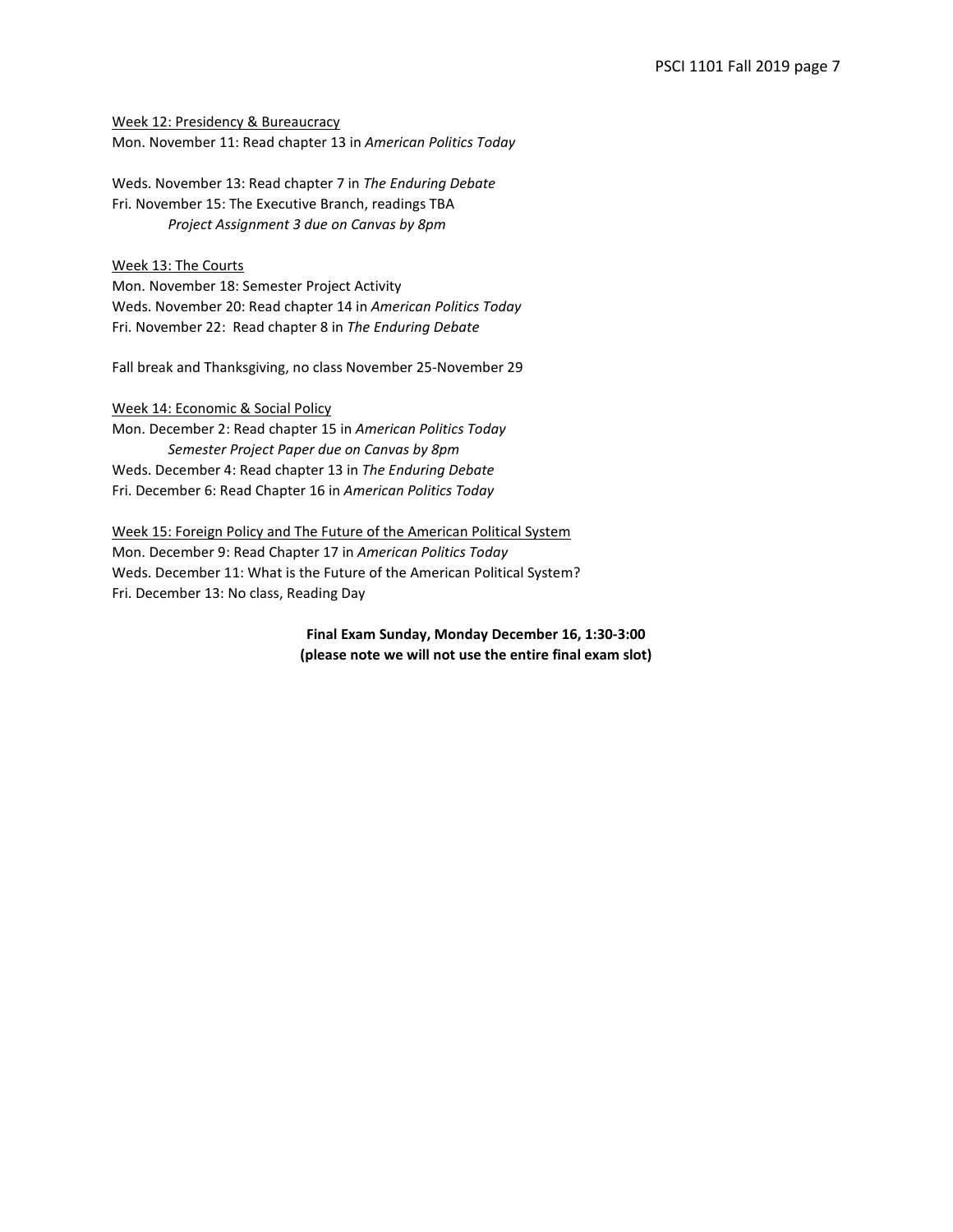Week 12: Presidency & Bureaucracy

Mon. November 11: Read chapter 13 in *American Politics Today*

Weds. November 13: Read chapter 7 in *The Enduring Debate*
Fri. November 15: The Executive Branch, readings TBA
*Project Assignment 3 due on Canvas by 8pm*

Week 13: The Courts

Mon. November 18: Semester Project Activity
Weds. November 20: Read chapter 14 in *American Politics Today*
Fri. November 22: Read chapter 8 in *The Enduring Debate*

Fall break and Thanksgiving, no class November 25-November 29

Week 14: Economic & Social Policy

Mon. December 2: Read chapter 15 in *American Politics Today*
*Semester Project Paper due on Canvas by 8pm*
Weds. December 4: Read chapter 13 in *The Enduring Debate*
Fri. December 6: Read Chapter 16 in *American Politics Today*

Week 15: Foreign Policy and The Future of the American Political System

Mon. December 9: Read Chapter 17 in *American Politics Today*
Weds. December 11: What is the Future of the American Political System?
Fri. December 13: No class, Reading Day

**Final Exam Sunday, Monday December 16, 1:30-3:00**
**(please note we will not use the entire final exam slot)**